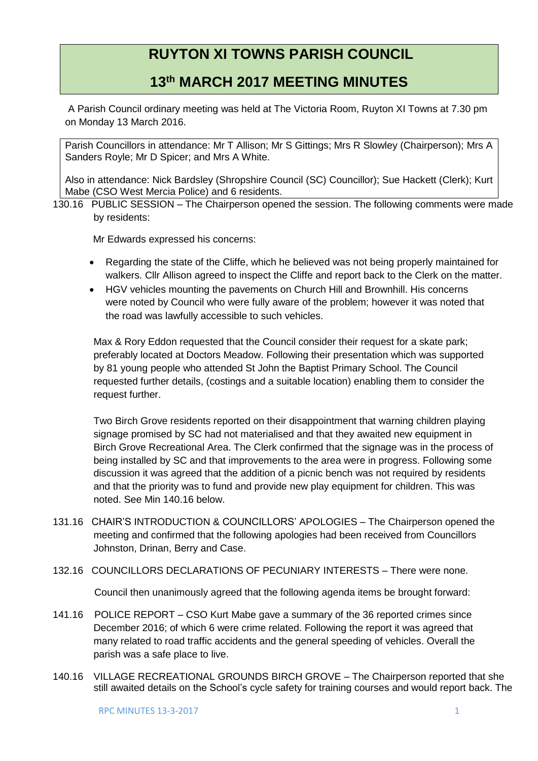# RUYTON XI TOWNS PARISH COUNCIL

# 13th MARCH 2017 MEETING MINUTES

A Parish Council ordinary meeting was held at The Victoria Room, Ruyton XI Towns at 7.30 pm on Monday 13 March 2016.

Parish Councillors in attendance: Mr T Allison; Mr S Gittings; Mrs R Slowley (Chairperson); Mrs A Sanders Royle; Mr D Spicer; and Mrs A White.

Also in attendance: Nick Bardsley (Shropshire Council (SC) Councillor); Sue Hackett (Clerk); Kurt Mabe (CSO West Mercia Police) and 6 residents.

130.16 PUBLIC SESSION – The Chairperson opened the session. The following comments were made by residents:

Mr Edwards expressed his concerns:

- Regarding the state of the Cliffe, which he believed was not being properly maintained for walkers. Cllr Allison agreed to inspect the Cliffe and report back to the Clerk on the matter.
- HGV vehicles mounting the pavements on Church Hill and Brownhill. His concerns were noted by Council who were fully aware of the problem; however it was noted that the road was lawfully accessible to such vehicles.

Max & Rory Eddon requested that the Council consider their request for a skate park; preferably located at Doctors Meadow. Following their presentation which was supported by 81 young people who attended St John the Baptist Primary School. The Council requested further details, (costings and a suitable location) enabling them to consider the request further.

Two Birch Grove residents reported on their disappointment that warning children playing signage promised by SC had not materialised and that they awaited new equipment in Birch Grove Recreational Area. The Clerk confirmed that the signage was in the process of being installed by SC and that improvements to the area were in progress. Following some discussion it was agreed that the addition of a picnic bench was not required by residents and that the priority was to fund and provide new play equipment for children. This was noted. See Min 140.16 below.

131.16 CHAIR'S INTRODUCTION & COUNCILLORS' APOLOGIES – The Chairperson opened the meeting and confirmed that the following apologies had been received from Councillors Johnston, Drinan, Berry and Case.

132.16 COUNCILLORS DECLARATIONS OF PECUNIARY INTERESTS – There were none.

Council then unanimously agreed that the following agenda items be brought forward:

141.16 POLICE REPORT – CSO Kurt Mabe gave a summary of the 36 reported crimes since December 2016; of which 6 were crime related. Following the report it was agreed that many related to road traffic accidents and the general speeding of vehicles. Overall the parish was a safe place to live.

140.16 VILLAGE RECREATIONAL GROUNDS BIRCH GROVE – The Chairperson reported that she still awaited details on the School's cycle safety for training courses and would report back. The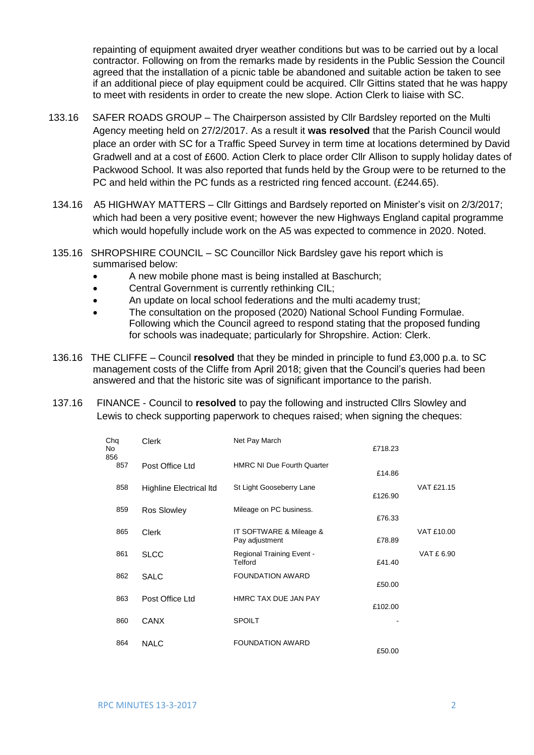repainting of equipment awaited dryer weather conditions but was to be carried out by a local contractor. Following on from the remarks made by residents in the Public Session the Council agreed that the installation of a picnic table be abandoned and suitable action be taken to see if an additional piece of play equipment could be acquired. Cllr Gittins stated that he was happy to meet with residents in order to create the new slope. Action Clerk to liaise with SC.

133.16 SAFER ROADS GROUP – The Chairperson assisted by Cllr Bardsley reported on the Multi Agency meeting held on 27/2/2017. As a result it **was resolved** that the Parish Council would place an order with SC for a Traffic Speed Survey in term time at locations determined by David Gradwell and at a cost of £600. Action Clerk to place order Cllr Allison to supply holiday dates of Packwood School. It was also reported that funds held by the Group were to be returned to the PC and held within the PC funds as a restricted ring fenced account. (£244.65).

134.16 A5 HIGHWAY MATTERS – Cllr Gittings and Bardsely reported on Minister's visit on 2/3/2017; which had been a very positive event; however the new Highways England capital programme which would hopefully include work on the A5 was expected to commence in 2020. Noted.

135.16 SHROPSHIRE COUNCIL – SC Councillor Nick Bardsley gave his report which is summarised below:

- A new mobile phone mast is being installed at Baschurch;
- Central Government is currently rethinking CIL;
- An update on local school federations and the multi academy trust;
- The consultation on the proposed (2020) National School Funding Formulae. Following which the Council agreed to respond stating that the proposed funding for schools was inadequate; particularly for Shropshire. Action: Clerk.

136.16 THE CLIFFE – Council **resolved** that they be minded in principle to fund £3,000 p.a. to SC management costs of the Cliffe from April 2018; given that the Council's queries had been answered and that the historic site was of significant importance to the parish.

137.16 FINANCE - Council to **resolved** to pay the following and instructed Cllrs Slowley and Lewis to check supporting paperwork to cheques raised; when signing the cheques:

| Chq No | | | | |
|---|---|---|---|---|
| 856 | Clerk | Net Pay March | £718.23 | |
| 857 | Post Office Ltd | HMRC NI Due Fourth Quarter | £14.86 | |
| 858 | Highline Electrical ltd | St Light Gooseberry Lane | £126.90 | VAT £21.15 |
| 859 | Ros Slowley | Mileage on PC business. | £76.33 | |
| 865 | Clerk | IT SOFTWARE & Mileage & Pay adjustment | £78.89 | VAT £10.00 |
| 861 | SLCC | Regional Training Event - Telford | £41.40 | VAT £ 6.90 |
| 862 | SALC | FOUNDATION AWARD | £50.00 | |
| 863 | Post Office Ltd | HMRC TAX DUE JAN PAY | £102.00 | |
| 860 | CANX | SPOILT | - | |
| 864 | NALC | FOUNDATION AWARD | £50.00 | |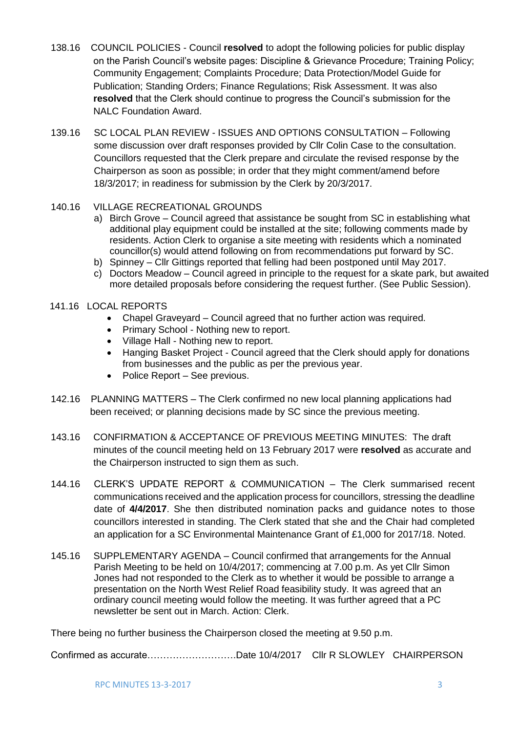138.16 COUNCIL POLICIES - Council **resolved** to adopt the following policies for public display on the Parish Council's website pages: Discipline & Grievance Procedure; Training Policy; Community Engagement; Complaints Procedure; Data Protection/Model Guide for Publication; Standing Orders; Finance Regulations; Risk Assessment. It was also **resolved** that the Clerk should continue to progress the Council's submission for the NALC Foundation Award.

139.16 SC LOCAL PLAN REVIEW - ISSUES AND OPTIONS CONSULTATION – Following some discussion over draft responses provided by Cllr Colin Case to the consultation. Councillors requested that the Clerk prepare and circulate the revised response by the Chairperson as soon as possible; in order that they might comment/amend before 18/3/2017; in readiness for submission by the Clerk by 20/3/2017.

140.16 VILLAGE RECREATIONAL GROUNDS

a) Birch Grove – Council agreed that assistance be sought from SC in establishing what additional play equipment could be installed at the site; following comments made by residents. Action Clerk to organise a site meeting with residents which a nominated councillor(s) would attend following on from recommendations put forward by SC.
b) Spinney – Cllr Gittings reported that felling had been postponed until May 2017.
c) Doctors Meadow – Council agreed in principle to the request for a skate park, but awaited more detailed proposals before considering the request further. (See Public Session).

141.16 LOCAL REPORTS

- Chapel Graveyard – Council agreed that no further action was required.
- Primary School - Nothing new to report.
- Village Hall - Nothing new to report.
- Hanging Basket Project - Council agreed that the Clerk should apply for donations from businesses and the public as per the previous year.
- Police Report – See previous.

142.16 PLANNING MATTERS – The Clerk confirmed no new local planning applications had been received; or planning decisions made by SC since the previous meeting.

143.16 CONFIRMATION & ACCEPTANCE OF PREVIOUS MEETING MINUTES: The draft minutes of the council meeting held on 13 February 2017 were **resolved** as accurate and the Chairperson instructed to sign them as such.

144.16 CLERK'S UPDATE REPORT & COMMUNICATION – The Clerk summarised recent communications received and the application process for councillors, stressing the deadline date of **4/4/2017**. She then distributed nomination packs and guidance notes to those councillors interested in standing. The Clerk stated that she and the Chair had completed an application for a SC Environmental Maintenance Grant of £1,000 for 2017/18. Noted.

145.16 SUPPLEMENTARY AGENDA – Council confirmed that arrangements for the Annual Parish Meeting to be held on 10/4/2017; commencing at 7.00 p.m. As yet Cllr Simon Jones had not responded to the Clerk as to whether it would be possible to arrange a presentation on the North West Relief Road feasibility study. It was agreed that an ordinary council meeting would follow the meeting. It was further agreed that a PC newsletter be sent out in March. Action: Clerk.

There being no further business the Chairperson closed the meeting at 9.50 p.m.

Confirmed as accurate……………………….Date 10/4/2017 Cllr R SLOWLEY CHAIRPERSON